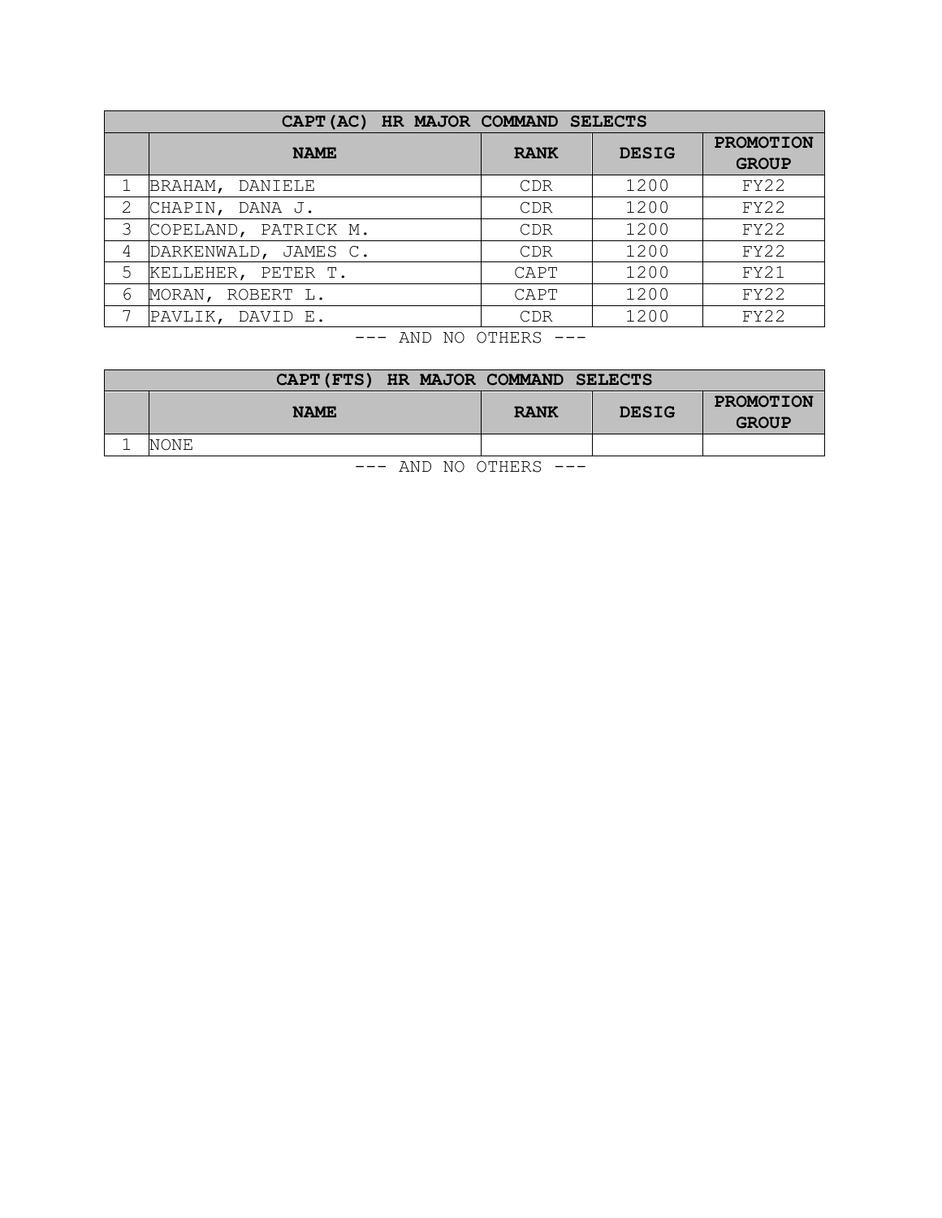| CAPT(AC) HR MAJOR COMMAND SELECTS | | | | |
|---|---|---|---|---|
| | **NAME** | **RANK** | **DESIG** | **PROMOTION GROUP** |
| 1 | BRAHAM, DANIELE | CDR | 1200 | FY22 |
| 2 | CHAPIN, DANA J. | CDR | 1200 | FY22 |
| 3 | COPELAND, PATRICK M. | CDR | 1200 | FY22 |
| 4 | DARKENWALD, JAMES C. | CDR | 1200 | FY22 |
| 5 | KELLEHER, PETER T. | CAPT | 1200 | FY21 |
| 6 | MORAN, ROBERT L. | CAPT | 1200 | FY22 |
| 7 | PAVLIK, DAVID E. | CDR | 1200 | FY22 |

--- AND NO OTHERS ---

| CAPT(FTS) HR MAJOR COMMAND SELECTS | | | | |
|---|---|---|---|---|
| | **NAME** | **RANK** | **DESIG** | **PROMOTION GROUP** |
| 1 | NONE | | | |

--- AND NO OTHERS ---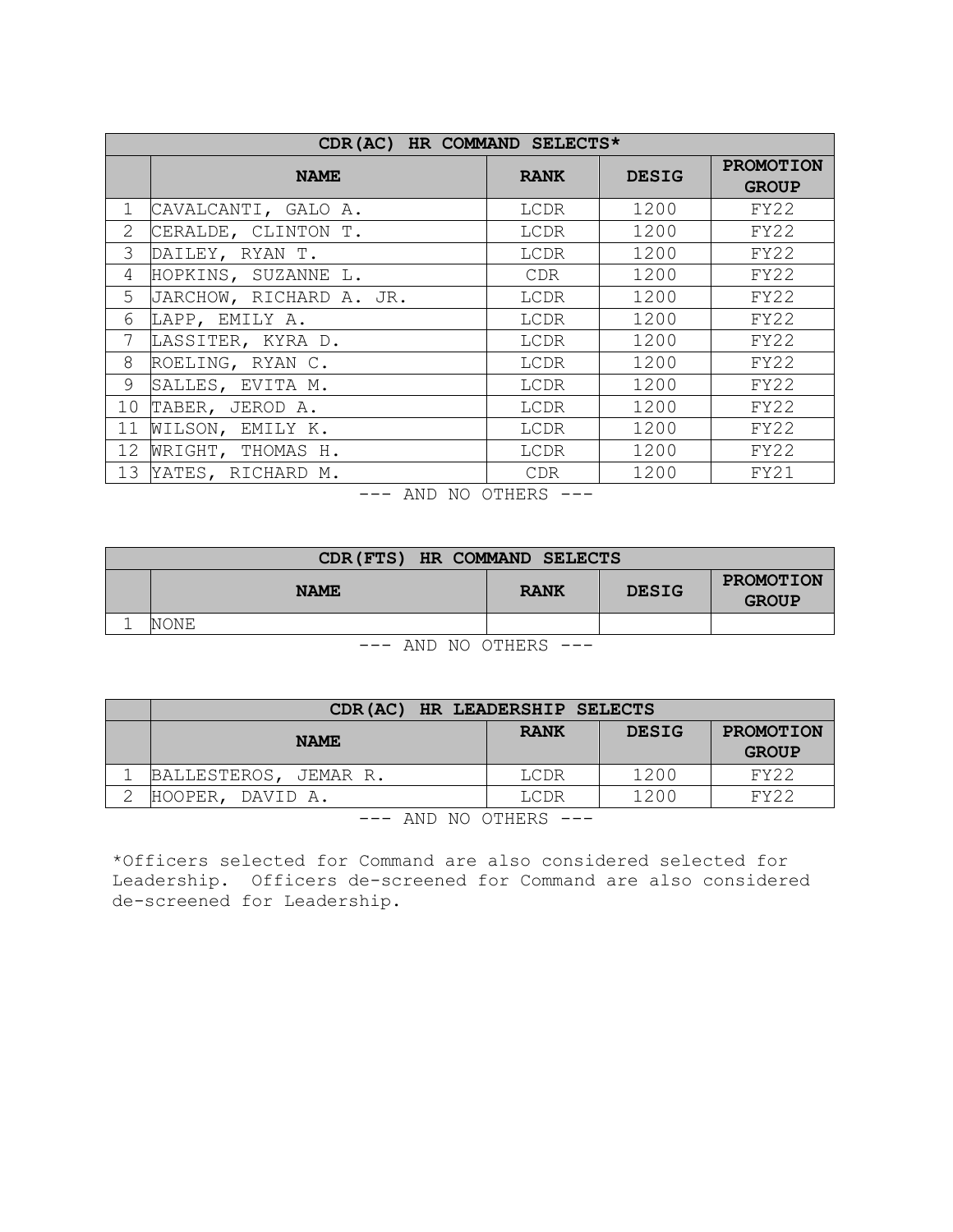| CDR(AC) HR COMMAND SELECTS* | | | | |
|---|---|---|---|---|
| | **NAME** | **RANK** | **DESIG** | **PROMOTION GROUP** |
| 1 | CAVALCANTI, GALO A. | LCDR | 1200 | FY22 |
| 2 | CERALDE, CLINTON T. | LCDR | 1200 | FY22 |
| 3 | DAILEY, RYAN T. | LCDR | 1200 | FY22 |
| 4 | HOPKINS, SUZANNE L. | CDR | 1200 | FY22 |
| 5 | JARCHOW, RICHARD A. JR. | LCDR | 1200 | FY22 |
| 6 | LAPP, EMILY A. | LCDR | 1200 | FY22 |
| 7 | LASSITER, KYRA D. | LCDR | 1200 | FY22 |
| 8 | ROELING, RYAN C. | LCDR | 1200 | FY22 |
| 9 | SALLES, EVITA M. | LCDR | 1200 | FY22 |
| 10 | TABER, JEROD A. | LCDR | 1200 | FY22 |
| 11 | WILSON, EMILY K. | LCDR | 1200 | FY22 |
| 12 | WRIGHT, THOMAS H. | LCDR | 1200 | FY22 |
| 13 | YATES, RICHARD M. | CDR | 1200 | FY21 |

--- AND NO OTHERS ---

| CDR(FTS) HR COMMAND SELECTS | | | | |
|---|---|---|---|---|
| | **NAME** | **RANK** | **DESIG** | **PROMOTION GROUP** |
| 1 | NONE | | | |

--- AND NO OTHERS ---

| | CDR(AC) HR LEADERSHIP SELECTS | | | |
|---|---|---|---|---|
| | **NAME** | **RANK** | **DESIG** | **PROMOTION GROUP** |
| 1 | BALLESTEROS, JEMAR R. | LCDR | 1200 | FY22 |
| 2 | HOOPER, DAVID A. | LCDR | 1200 | FY22 |

--- AND NO OTHERS ---

*Officers selected for Command are also considered selected for Leadership. Officers de-screened for Command are also considered de-screened for Leadership.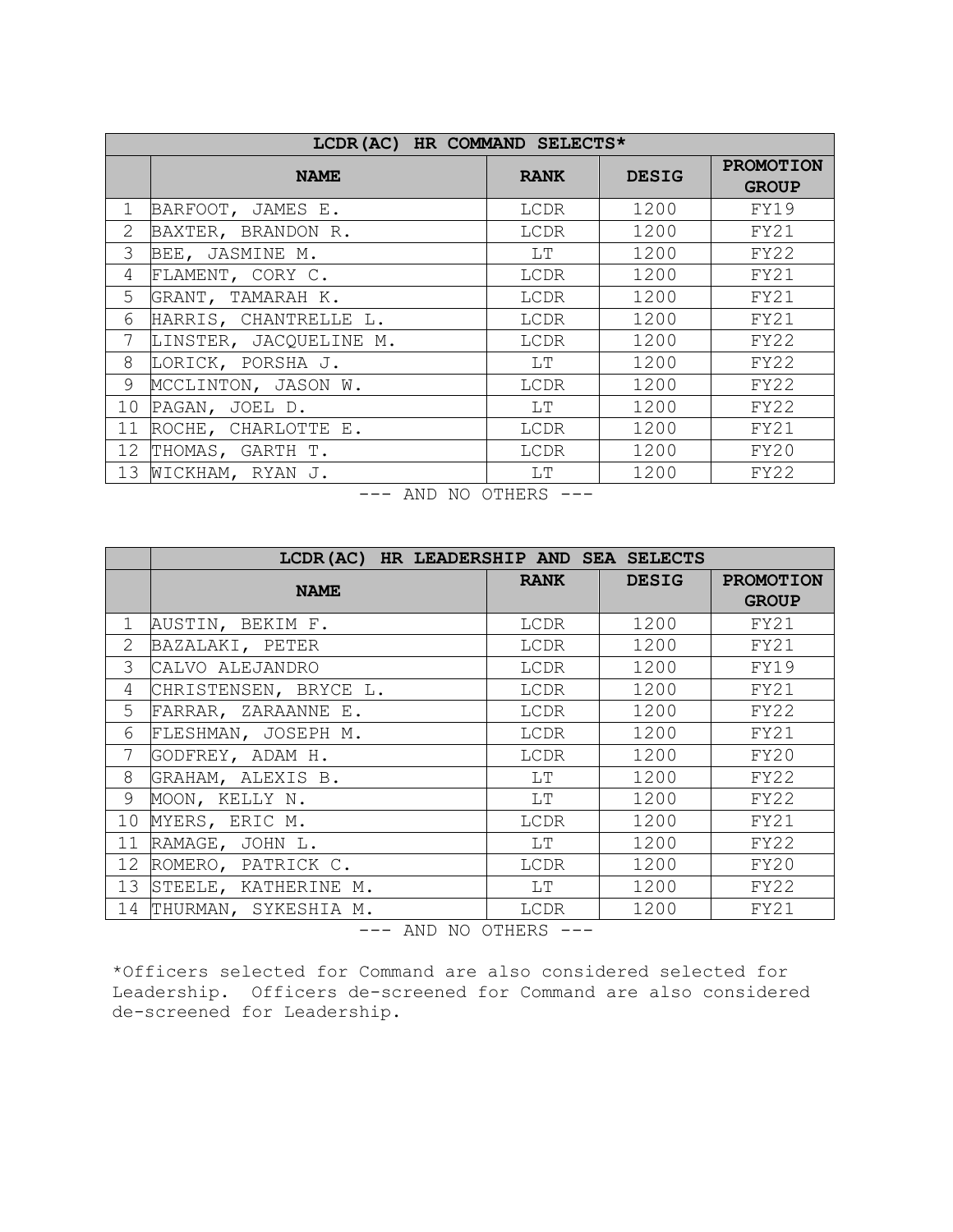| LCDR(AC) HR COMMAND SELECTS* | | | | |
|---|---|---|---|---|
| | **NAME** | **RANK** | **DESIG** | **PROMOTION GROUP** |
| 1 | BARFOOT, JAMES E. | LCDR | 1200 | FY19 |
| 2 | BAXTER, BRANDON R. | LCDR | 1200 | FY21 |
| 3 | BEE, JASMINE M. | LT | 1200 | FY22 |
| 4 | FLAMENT, CORY C. | LCDR | 1200 | FY21 |
| 5 | GRANT, TAMARAH K. | LCDR | 1200 | FY21 |
| 6 | HARRIS, CHANTRELLE L. | LCDR | 1200 | FY21 |
| 7 | LINSTER, JACQUELINE M. | LCDR | 1200 | FY22 |
| 8 | LORICK, PORSHA J. | LT | 1200 | FY22 |
| 9 | MCCLINTON, JASON W. | LCDR | 1200 | FY22 |
| 10 | PAGAN, JOEL D. | LT | 1200 | FY22 |
| 11 | ROCHE, CHARLOTTE E. | LCDR | 1200 | FY21 |
| 12 | THOMAS, GARTH T. | LCDR | 1200 | FY20 |
| 13 | WICKHAM, RYAN J. | LT | 1200 | FY22 |

--- AND NO OTHERS ---

| | LCDR(AC) HR LEADERSHIP AND SEA SELECTS | | | |
|---|---|---|---|---|
| | **NAME** | **RANK** | **DESIG** | **PROMOTION GROUP** |
| 1 | AUSTIN, BEKIM F. | LCDR | 1200 | FY21 |
| 2 | BAZALAKI, PETER | LCDR | 1200 | FY21 |
| 3 | CALVO ALEJANDRO | LCDR | 1200 | FY19 |
| 4 | CHRISTENSEN, BRYCE L. | LCDR | 1200 | FY21 |
| 5 | FARRAR, ZARAANNE E. | LCDR | 1200 | FY22 |
| 6 | FLESHMAN, JOSEPH M. | LCDR | 1200 | FY21 |
| 7 | GODFREY, ADAM H. | LCDR | 1200 | FY20 |
| 8 | GRAHAM, ALEXIS B. | LT | 1200 | FY22 |
| 9 | MOON, KELLY N. | LT | 1200 | FY22 |
| 10 | MYERS, ERIC M. | LCDR | 1200 | FY21 |
| 11 | RAMAGE, JOHN L. | LT | 1200 | FY22 |
| 12 | ROMERO, PATRICK C. | LCDR | 1200 | FY20 |
| 13 | STEELE, KATHERINE M. | LT | 1200 | FY22 |
| 14 | THURMAN, SYKESHIA M. | LCDR | 1200 | FY21 |

--- AND NO OTHERS ---

*Officers selected for Command are also considered selected for Leadership. Officers de-screened for Command are also considered de-screened for Leadership.